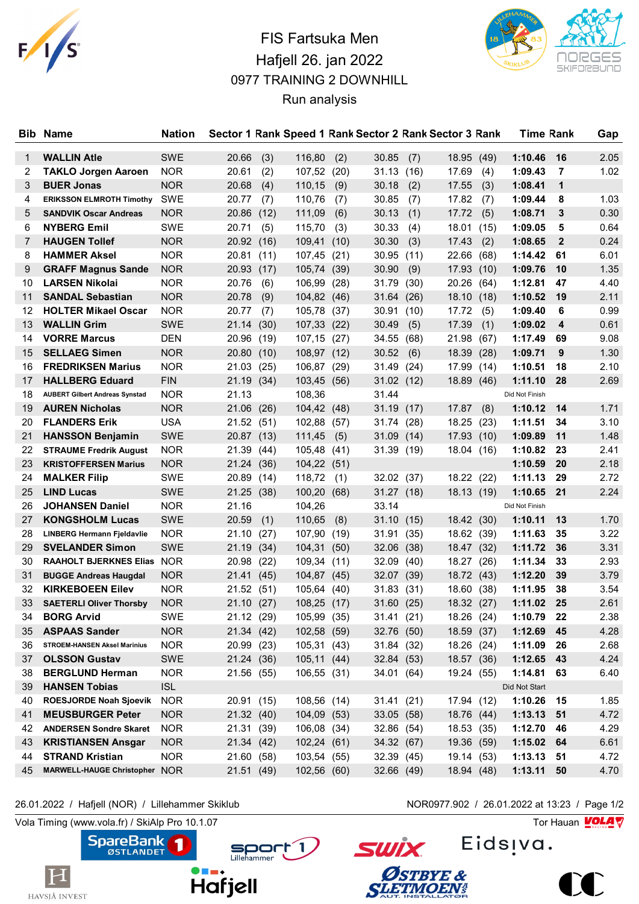# FIS Fartsuka Men

Hafjell 26. jan 2022

0977 TRAINING 2 DOWNHILL

Run analysis

| Bib | Name | Nation | Sector 1 | Rank | Speed 1 | Rank | Sector 2 | Rank | Sector 3 | Rank | Time | Rank | Gap |
|---|---|---|---|---|---|---|---|---|---|---|---|---|---|
| 1 | WALLIN Atle | SWE | 20.66 | (3) | 116,80 | (2) | 30.85 | (7) | 18.95 | (49) | 1:10.46 | 16 | 2.05 |
| 2 | TAKLO Jorgen Aaroen | NOR | 20.61 | (2) | 107,52 | (20) | 31.13 | (16) | 17.69 | (4) | 1:09.43 | 7 | 1.02 |
| 3 | BUER Jonas | NOR | 20.68 | (4) | 110,15 | (9) | 30.18 | (2) | 17.55 | (3) | 1:08.41 | 1 | |
| 4 | ERIKSSON ELMROTH Timothy | SWE | 20.77 | (7) | 110,76 | (7) | 30.85 | (7) | 17.82 | (7) | 1:09.44 | 8 | 1.03 |
| 5 | SANDVIK Oscar Andreas | NOR | 20.86 | (12) | 111,09 | (6) | 30.13 | (1) | 17.72 | (5) | 1:08.71 | 3 | 0.30 |
| 6 | NYBERG Emil | SWE | 20.71 | (5) | 115,70 | (3) | 30.33 | (4) | 18.01 | (15) | 1:09.05 | 5 | 0.64 |
| 7 | HAUGEN Tollef | NOR | 20.92 | (16) | 109,41 | (10) | 30.30 | (3) | 17.43 | (2) | 1:08.65 | 2 | 0.24 |
| 8 | HAMMER Aksel | NOR | 20.81 | (11) | 107,45 | (21) | 30.95 | (11) | 22.66 | (68) | 1:14.42 | 61 | 6.01 |
| 9 | GRAFF Magnus Sande | NOR | 20.93 | (17) | 105,74 | (39) | 30.90 | (9) | 17.93 | (10) | 1:09.76 | 10 | 1.35 |
| 10 | LARSEN Nikolai | NOR | 20.76 | (6) | 106,99 | (28) | 31.79 | (30) | 20.26 | (64) | 1:12.81 | 47 | 4.40 |
| 11 | SANDAL Sebastian | NOR | 20.78 | (9) | 104,82 | (46) | 31.64 | (26) | 18.10 | (18) | 1:10.52 | 19 | 2.11 |
| 12 | HOLTER Mikael Oscar | NOR | 20.77 | (7) | 105,78 | (37) | 30.91 | (10) | 17.72 | (5) | 1:09.40 | 6 | 0.99 |
| 13 | WALLIN Grim | SWE | 21.14 | (30) | 107,33 | (22) | 30.49 | (5) | 17.39 | (1) | 1:09.02 | 4 | 0.61 |
| 14 | VORRE Marcus | DEN | 20.96 | (19) | 107,15 | (27) | 34.55 | (68) | 21.98 | (67) | 1:17.49 | 69 | 9.08 |
| 15 | SELLAEG Simen | NOR | 20.80 | (10) | 108,97 | (12) | 30.52 | (6) | 18.39 | (28) | 1:09.71 | 9 | 1.30 |
| 16 | FREDRIKSEN Marius | NOR | 21.03 | (25) | 106,87 | (29) | 31.49 | (24) | 17.99 | (14) | 1:10.51 | 18 | 2.10 |
| 17 | HALLBERG Eduard | FIN | 21.19 | (34) | 103,45 | (56) | 31.02 | (12) | 18.89 | (46) | 1:11.10 | 28 | 2.69 |
| 18 | AUBERT Gilbert Andreas Synstad | NOR | 21.13 | | 108,36 | | 31.44 | | | | Did Not Finish | | |
| 19 | AUREN Nicholas | NOR | 21.06 | (26) | 104,42 | (48) | 31.19 | (17) | 17.87 | (8) | 1:10.12 | 14 | 1.71 |
| 20 | FLANDERS Erik | USA | 21.52 | (51) | 102,88 | (57) | 31.74 | (28) | 18.25 | (23) | 1:11.51 | 34 | 3.10 |
| 21 | HANSSON Benjamin | SWE | 20.87 | (13) | 111,45 | (5) | 31.09 | (14) | 17.93 | (10) | 1:09.89 | 11 | 1.48 |
| 22 | STRAUME Fredrik August | NOR | 21.39 | (44) | 105,48 | (41) | 31.39 | (19) | 18.04 | (16) | 1:10.82 | 23 | 2.41 |
| 23 | KRISTOFFERSEN Marius | NOR | 21.24 | (36) | 104,22 | (51) | | | | | 1:10.59 | 20 | 2.18 |
| 24 | MALKER Filip | SWE | 20.89 | (14) | 118,72 | (1) | 32.02 | (37) | 18.22 | (22) | 1:11.13 | 29 | 2.72 |
| 25 | LIND Lucas | SWE | 21.25 | (38) | 100,20 | (68) | 31.27 | (18) | 18.13 | (19) | 1:10.65 | 21 | 2.24 |
| 26 | JOHANSEN Daniel | NOR | 21.16 | | 104,26 | | 33.14 | | | | Did Not Finish | | |
| 27 | KONGSHOLM Lucas | SWE | 20.59 | (1) | 110,65 | (8) | 31.10 | (15) | 18.42 | (30) | 1:10.11 | 13 | 1.70 |
| 28 | LINBERG Hermann Fjeldavlie | NOR | 21.10 | (27) | 107,90 | (19) | 31.91 | (35) | 18.62 | (39) | 1:11.63 | 35 | 3.22 |
| 29 | SVELANDER Simon | SWE | 21.19 | (34) | 104,31 | (50) | 32.06 | (38) | 18.47 | (32) | 1:11.72 | 36 | 3.31 |
| 30 | RAAHOLT BJERKNES Elias | NOR | 20.98 | (22) | 109,34 | (11) | 32.09 | (40) | 18.27 | (26) | 1:11.34 | 33 | 2.93 |
| 31 | BUGGE Andreas Haugdal | NOR | 21.41 | (45) | 104,87 | (45) | 32.07 | (39) | 18.72 | (43) | 1:12.20 | 39 | 3.79 |
| 32 | KIRKEBOEEN Eilev | NOR | 21.52 | (51) | 105,64 | (40) | 31.83 | (31) | 18.60 | (38) | 1:11.95 | 38 | 3.54 |
| 33 | SAETERLI Oliver Thorsby | NOR | 21.10 | (27) | 108,25 | (17) | 31.60 | (25) | 18.32 | (27) | 1:11.02 | 25 | 2.61 |
| 34 | BORG Arvid | SWE | 21.12 | (29) | 105,99 | (35) | 31.41 | (21) | 18.26 | (24) | 1:10.79 | 22 | 2.38 |
| 35 | ASPAAS Sander | NOR | 21.34 | (42) | 102,58 | (59) | 32.76 | (50) | 18.59 | (37) | 1:12.69 | 45 | 4.28 |
| 36 | STROEM-HANSEN Aksel Marinius | NOR | 20.99 | (23) | 105,31 | (43) | 31.84 | (32) | 18.26 | (24) | 1:11.09 | 26 | 2.68 |
| 37 | OLSSON Gustav | SWE | 21.24 | (36) | 105,11 | (44) | 32.84 | (53) | 18.57 | (36) | 1:12.65 | 43 | 4.24 |
| 38 | BERGLUND Herman | NOR | 21.56 | (55) | 106,55 | (31) | 34.01 | (64) | 19.24 | (55) | 1:14.81 | 63 | 6.40 |
| 39 | HANSEN Tobias | ISL | | | | | | | | | Did Not Start | | |
| 40 | ROESJORDE Noah Sjoevik | NOR | 20.91 | (15) | 108,56 | (14) | 31.41 | (21) | 17.94 | (12) | 1:10.26 | 15 | 1.85 |
| 41 | MEUSBURGER Peter | NOR | 21.32 | (40) | 104,09 | (53) | 33.05 | (58) | 18.76 | (44) | 1:13.13 | 51 | 4.72 |
| 42 | ANDERSEN Sondre Skaret | NOR | 21.31 | (39) | 106,08 | (34) | 32.86 | (54) | 18.53 | (35) | 1:12.70 | 46 | 4.29 |
| 43 | KRISTIANSEN Ansgar | NOR | 21.34 | (42) | 102,24 | (61) | 34.32 | (67) | 19.36 | (59) | 1:15.02 | 64 | 6.61 |
| 44 | STRAND Kristian | NOR | 21.60 | (58) | 103,54 | (55) | 32.39 | (45) | 19.14 | (53) | 1:13.13 | 51 | 4.72 |
| 45 | MARWELL-HAUGE Christopher | NOR | 21.51 | (49) | 102,56 | (60) | 32.66 | (49) | 18.94 | (48) | 1:13.11 | 50 | 4.70 |

26.01.2022 / Hafjell (NOR) / Lillehammer Skiklub — NOR0977.902 / 26.01.2022 at 13:23

Vola Timing (www.vola.fr) / SkiAlp Pro 10.1.07 — Tor Hauan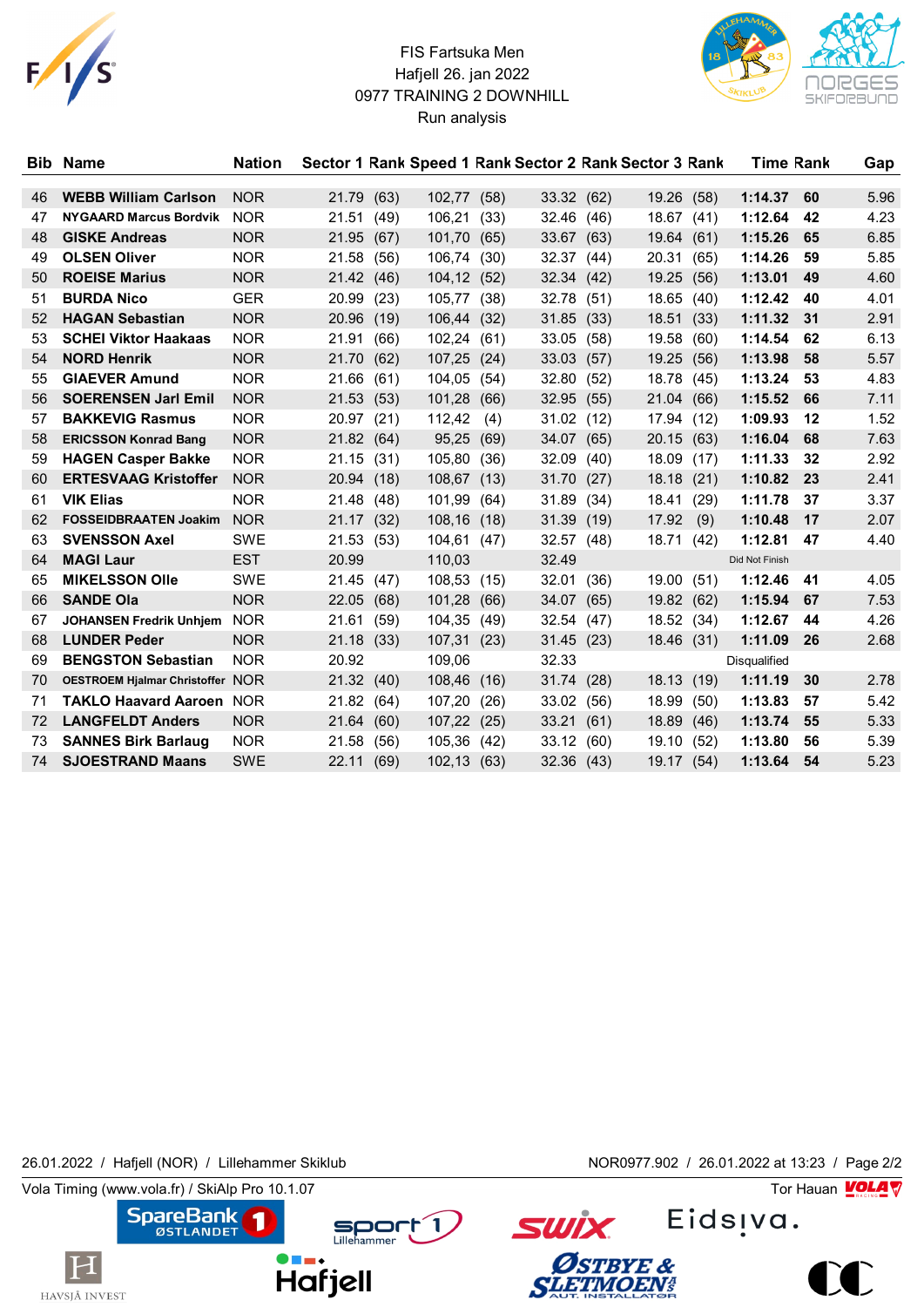FIS Fartsuka Men
Hafjell 26. jan 2022
0977 TRAINING 2 DOWNHILL
Run analysis

| Bib | Name | Nation | Sector 1 | Rank | Speed 1 | Rank | Sector 2 | Rank | Sector 3 | Rank | Time | Rank | Gap |
|---|---|---|---|---|---|---|---|---|---|---|---|---|---|
| 46 | **WEBB William Carlson** | NOR | 21.79 | (63) | 102,77 | (58) | 33.32 | (62) | 19.26 | (58) | **1:14.37** | **60** | 5.96 |
| 47 | **NYGAARD Marcus Bordvik** | NOR | 21.51 | (49) | 106,21 | (33) | 32.46 | (46) | 18.67 | (41) | **1:12.64** | **42** | 4.23 |
| 48 | **GISKE Andreas** | NOR | 21.95 | (67) | 101,70 | (65) | 33.67 | (63) | 19.64 | (61) | **1:15.26** | **65** | 6.85 |
| 49 | **OLSEN Oliver** | NOR | 21.58 | (56) | 106,74 | (30) | 32.37 | (44) | 20.31 | (65) | **1:14.26** | **59** | 5.85 |
| 50 | **ROEISE Marius** | NOR | 21.42 | (46) | 104,12 | (52) | 32.34 | (42) | 19.25 | (56) | **1:13.01** | **49** | 4.60 |
| 51 | **BURDA Nico** | GER | 20.99 | (23) | 105,77 | (38) | 32.78 | (51) | 18.65 | (40) | **1:12.42** | **40** | 4.01 |
| 52 | **HAGAN Sebastian** | NOR | 20.96 | (19) | 106,44 | (32) | 31.85 | (33) | 18.51 | (33) | **1:11.32** | **31** | 2.91 |
| 53 | **SCHEI Viktor Haakaas** | NOR | 21.91 | (66) | 102,24 | (61) | 33.05 | (58) | 19.58 | (60) | **1:14.54** | **62** | 6.13 |
| 54 | **NORD Henrik** | NOR | 21.70 | (62) | 107,25 | (24) | 33.03 | (57) | 19.25 | (56) | **1:13.98** | **58** | 5.57 |
| 55 | **GIAEVER Amund** | NOR | 21.66 | (61) | 104,05 | (54) | 32.80 | (52) | 18.78 | (45) | **1:13.24** | **53** | 4.83 |
| 56 | **SOERENSEN Jarl Emil** | NOR | 21.53 | (53) | 101,28 | (66) | 32.95 | (55) | 21.04 | (66) | **1:15.52** | **66** | 7.11 |
| 57 | **BAKKEVIG Rasmus** | NOR | 20.97 | (21) | 112,42 | (4) | 31.02 | (12) | 17.94 | (12) | **1:09.93** | **12** | 1.52 |
| 58 | **ERICSSON Konrad Bang** | NOR | 21.82 | (64) | 95,25 | (69) | 34.07 | (65) | 20.15 | (63) | **1:16.04** | **68** | 7.63 |
| 59 | **HAGEN Casper Bakke** | NOR | 21.15 | (31) | 105,80 | (36) | 32.09 | (40) | 18.09 | (17) | **1:11.33** | **32** | 2.92 |
| 60 | **ERTESVAAG Kristoffer** | NOR | 20.94 | (18) | 108,67 | (13) | 31.70 | (27) | 18.18 | (21) | **1:10.82** | **23** | 2.41 |
| 61 | **VIK Elias** | NOR | 21.48 | (48) | 101,99 | (64) | 31.89 | (34) | 18.41 | (29) | **1:11.78** | **37** | 3.37 |
| 62 | **FOSSEIDBRAATEN Joakim** | NOR | 21.17 | (32) | 108,16 | (18) | 31.39 | (19) | 17.92 | (9) | **1:10.48** | **17** | 2.07 |
| 63 | **SVENSSON Axel** | SWE | 21.53 | (53) | 104,61 | (47) | 32.57 | (48) | 18.71 | (42) | **1:12.81** | **47** | 4.40 |
| 64 | **MAGI Laur** | EST | 20.99 | | 110,03 | | 32.49 | | | | Did Not Finish | | |
| 65 | **MIKELSSON Olle** | SWE | 21.45 | (47) | 108,53 | (15) | 32.01 | (36) | 19.00 | (51) | **1:12.46** | **41** | 4.05 |
| 66 | **SANDE Ola** | NOR | 22.05 | (68) | 101,28 | (66) | 34.07 | (65) | 19.82 | (62) | **1:15.94** | **67** | 7.53 |
| 67 | **JOHANSEN Fredrik Unhjem** | NOR | 21.61 | (59) | 104,35 | (49) | 32.54 | (47) | 18.52 | (34) | **1:12.67** | **44** | 4.26 |
| 68 | **LUNDER Peder** | NOR | 21.18 | (33) | 107,31 | (23) | 31.45 | (23) | 18.46 | (31) | **1:11.09** | **26** | 2.68 |
| 69 | **BENGSTON Sebastian** | NOR | 20.92 | | 109,06 | | 32.33 | | | | Disqualified | | |
| 70 | **OESTROEM Hjalmar Christoffer** | NOR | 21.32 | (40) | 108,46 | (16) | 31.74 | (28) | 18.13 | (19) | **1:11.19** | **30** | 2.78 |
| 71 | **TAKLO Haavard Aaroen** | NOR | 21.82 | (64) | 107,20 | (26) | 33.02 | (56) | 18.99 | (50) | **1:13.83** | **57** | 5.42 |
| 72 | **LANGFELDT Anders** | NOR | 21.64 | (60) | 107,22 | (25) | 33.21 | (61) | 18.89 | (46) | **1:13.74** | **55** | 5.33 |
| 73 | **SANNES Birk Barlaug** | NOR | 21.58 | (56) | 105,36 | (42) | 33.12 | (60) | 19.10 | (52) | **1:13.80** | **56** | 5.39 |
| 74 | **SJOESTRAND Maans** | SWE | 22.11 | (69) | 102,13 | (63) | 32.36 | (43) | 19.17 | (54) | **1:13.64** | **54** | 5.23 |

26.01.2022 / Hafjell (NOR) / Lillehammer Skiklub — NOR0977.902 / 26.01.2022 at 13:23

Vola Timing (www.vola.fr) / SkiAlp Pro 10.1.07 — Tor Hauan